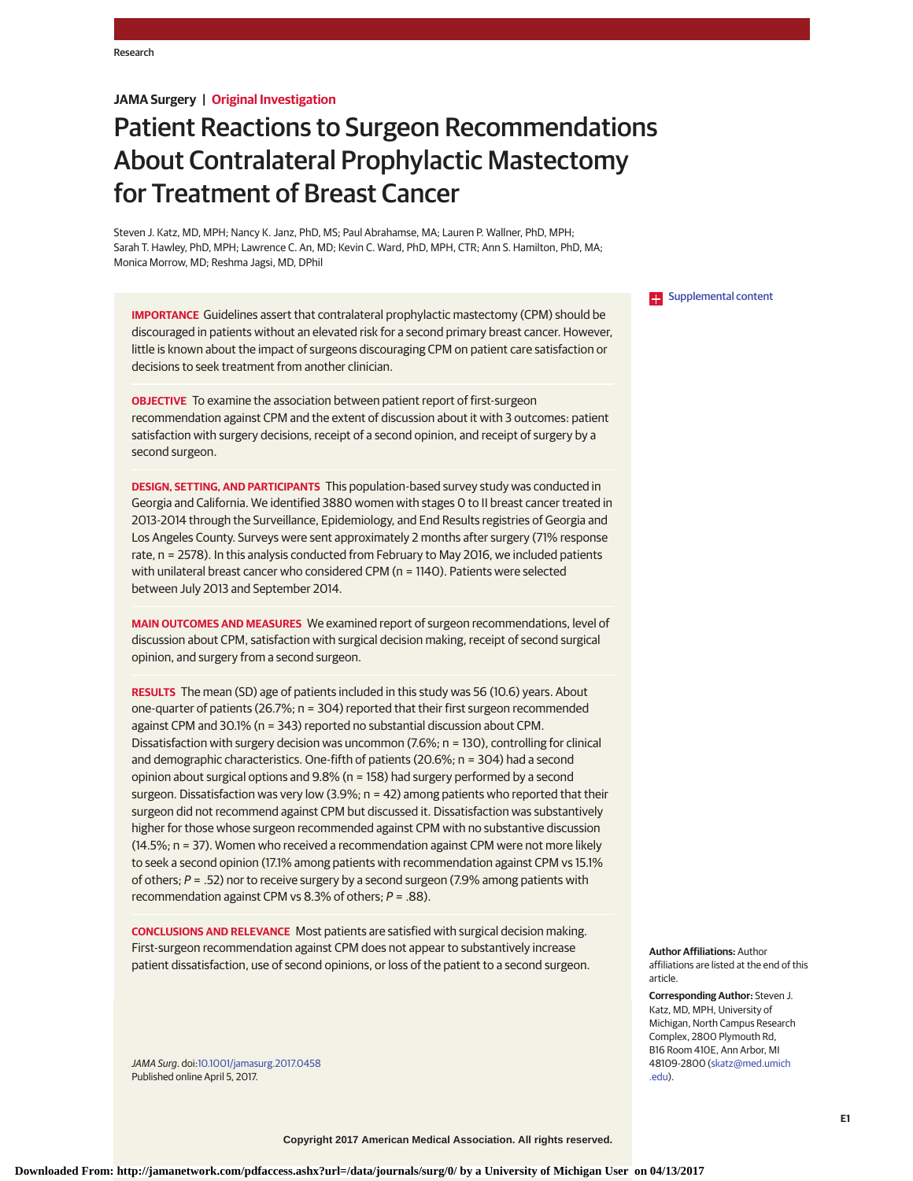JAMA Surgery | Original Investigation

# Patient Reactions to Surgeon Recommendations About Contralateral Prophylactic Mastectomy for Treatment of Breast Cancer

Steven J. Katz, MD, MPH; Nancy K. Janz, PhD, MS; Paul Abrahamse, MA; Lauren P. Wallner, PhD, MPH; Sarah T. Hawley, PhD, MPH; Lawrence C. An, MD; Kevin C. Ward, PhD, MPH, CTR; Ann S. Hamilton, PhD, MA; Monica Morrow, MD; Reshma Jagsi, MD, DPhil

Supplemental content

**IMPORTANCE** Guidelines assert that contralateral prophylactic mastectomy (CPM) should be discouraged in patients without an elevated risk for a second primary breast cancer. However, little is known about the impact of surgeons discouraging CPM on patient care satisfaction or decisions to seek treatment from another clinician.

**OBJECTIVE** To examine the association between patient report of first-surgeon recommendation against CPM and the extent of discussion about it with 3 outcomes: patient satisfaction with surgery decisions, receipt of a second opinion, and receipt of surgery by a second surgeon.

**DESIGN, SETTING, AND PARTICIPANTS** This population-based survey study was conducted in Georgia and California. We identified 3880 women with stages 0 to II breast cancer treated in 2013-2014 through the Surveillance, Epidemiology, and End Results registries of Georgia and Los Angeles County. Surveys were sent approximately 2 months after surgery (71% response rate, n = 2578). In this analysis conducted from February to May 2016, we included patients with unilateral breast cancer who considered CPM (n = 1140). Patients were selected between July 2013 and September 2014.

**MAIN OUTCOMES AND MEASURES** We examined report of surgeon recommendations, level of discussion about CPM, satisfaction with surgical decision making, receipt of second surgical opinion, and surgery from a second surgeon.

**RESULTS** The mean (SD) age of patients included in this study was 56 (10.6) years. About one-quarter of patients (26.7%; n = 304) reported that their first surgeon recommended against CPM and 30.1% (n = 343) reported no substantial discussion about CPM. Dissatisfaction with surgery decision was uncommon (7.6%; n = 130), controlling for clinical and demographic characteristics. One-fifth of patients (20.6%; n = 304) had a second opinion about surgical options and 9.8% (n = 158) had surgery performed by a second surgeon. Dissatisfaction was very low (3.9%; n = 42) among patients who reported that their surgeon did not recommend against CPM but discussed it. Dissatisfaction was substantively higher for those whose surgeon recommended against CPM with no substantive discussion (14.5%; n = 37). Women who received a recommendation against CPM were not more likely to seek a second opinion (17.1% among patients with recommendation against CPM vs 15.1% of others; *P* = .52) nor to receive surgery by a second surgeon (7.9% among patients with recommendation against CPM vs 8.3% of others; *P* = .88).

**CONCLUSIONS AND RELEVANCE** Most patients are satisfied with surgical decision making. First-surgeon recommendation against CPM does not appear to substantively increase patient dissatisfaction, use of second opinions, or loss of the patient to a second surgeon.

*JAMA Surg*. doi:10.1001/jamasurg.2017.0458
Published online April 5, 2017.

**Author Affiliations:** Author affiliations are listed at the end of this article.

**Corresponding Author:** Steven J. Katz, MD, MPH, University of Michigan, North Campus Research Complex, 2800 Plymouth Rd, B16 Room 410E, Ann Arbor, MI 48109-2800 (skatz@med.umich.edu).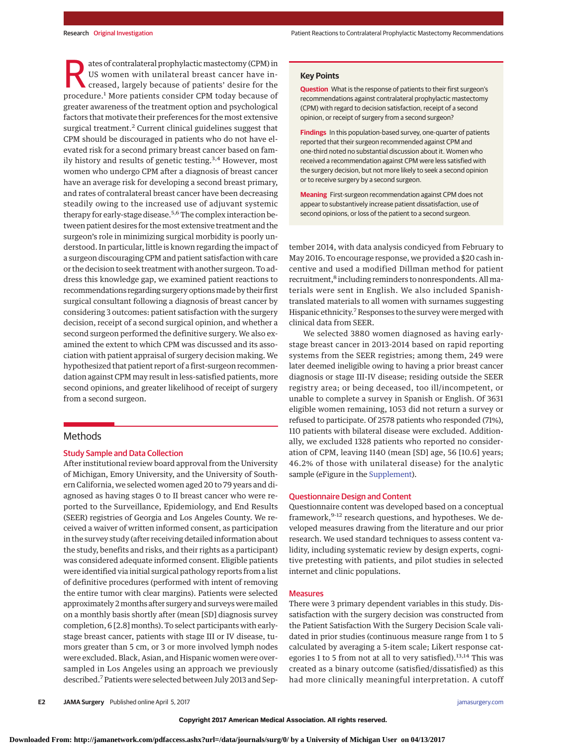Rates of contralateral prophylactic mastectomy (CPM) in US women with unilateral breast cancer have increased, largely because of patients' desire for the procedure.[1] More patients consider CPM today because of greater awareness of the treatment option and psychological factors that motivate their preferences for the most extensive surgical treatment.[2] Current clinical guidelines suggest that CPM should be discouraged in patients who do not have elevated risk for a second primary breast cancer based on family history and results of genetic testing.[3,4] However, most women who undergo CPM after a diagnosis of breast cancer have an average risk for developing a second breast primary, and rates of contralateral breast cancer have been decreasing steadily owing to the increased use of adjuvant systemic therapy for early-stage disease.[5,6] The complex interaction between patient desires for the most extensive treatment and the surgeon's role in minimizing surgical morbidity is poorly understood. In particular, little is known regarding the impact of a surgeon discouraging CPM and patient satisfaction with care or the decision to seek treatment with another surgeon. To address this knowledge gap, we examined patient reactions to recommendations regarding surgery options made by their first surgical consultant following a diagnosis of breast cancer by considering 3 outcomes: patient satisfaction with the surgery decision, receipt of a second surgical opinion, and whether a second surgeon performed the definitive surgery. We also examined the extent to which CPM was discussed and its association with patient appraisal of surgery decision making. We hypothesized that patient report of a first-surgeon recommendation against CPM may result in less-satisfied patients, more second opinions, and greater likelihood of receipt of surgery from a second surgeon.

## Key Points

**Question** What is the response of patients to their first surgeon's recommendations against contralateral prophylactic mastectomy (CPM) with regard to decision satisfaction, receipt of a second opinion, or receipt of surgery from a second surgeon?

**Findings** In this population-based survey, one-quarter of patients reported that their surgeon recommended against CPM and one-third noted no substantial discussion about it. Women who received a recommendation against CPM were less satisfied with the surgery decision, but not more likely to seek a second opinion or to receive surgery by a second surgeon.

**Meaning** First-surgeon recommendation against CPM does not appear to substantively increase patient dissatisfaction, use of second opinions, or loss of the patient to a second surgeon.

## Methods

### Study Sample and Data Collection

After institutional review board approval from the University of Michigan, Emory University, and the University of Southern California, we selected women aged 20 to 79 years and diagnosed as having stages 0 to II breast cancer who were reported to the Surveillance, Epidemiology, and End Results (SEER) registries of Georgia and Los Angeles County. We received a waiver of written informed consent, as participation in the survey study (after receiving detailed information about the study, benefits and risks, and their rights as a participant) was considered adequate informed consent. Eligible patients were identified via initial surgical pathology reports from a list of definitive procedures (performed with intent of removing the entire tumor with clear margins). Patients were selected approximately 2 months after surgery and surveys were mailed on a monthly basis shortly after (mean [SD] diagnosis survey completion, 6 [2.8] months). To select participants with early-stage breast cancer, patients with stage III or IV disease, tumors greater than 5 cm, or 3 or more involved lymph nodes were excluded. Black, Asian, and Hispanic women were oversampled in Los Angeles using an approach we previously described.[7] Patients were selected between July 2013 and September 2014, with data analysis condicyed from February to May 2016. To encourage response, we provided a $20 cash incentive and used a modified Dillman method for patient recruitment,[8] including reminders to nonrespondents. All materials were sent in English. We also included Spanish-translated materials to all women with surnames suggesting Hispanic ethnicity.[7] Responses to the survey were merged with clinical data from SEER.

We selected 3880 women diagnosed as having early-stage breast cancer in 2013-2014 based on rapid reporting systems from the SEER registries; among them, 249 were later deemed ineligible owing to having a prior breast cancer diagnosis or stage III-IV disease; residing outside the SEER registry area; or being deceased, too ill/incompetent, or unable to complete a survey in Spanish or English. Of 3631 eligible women remaining, 1053 did not return a survey or refused to participate. Of 2578 patients who responded (71%), 110 patients with bilateral disease were excluded. Additionally, we excluded 1328 patients who reported no consideration of CPM, leaving 1140 (mean [SD] age, 56 [10.6] years; 46.2% of those with unilateral disease) for the analytic sample (eFigure in the Supplement).

### Questionnaire Design and Content

Questionnaire content was developed based on a conceptual framework,[9-12] research questions, and hypotheses. We developed measures drawing from the literature and our prior research. We used standard techniques to assess content validity, including systematic review by design experts, cognitive pretesting with patients, and pilot studies in selected internet and clinic populations.

### Measures

There were 3 primary dependent variables in this study. Dissatisfaction with the surgery decision was constructed from the Patient Satisfaction With the Surgery Decision Scale validated in prior studies (continuous measure range from 1 to 5 calculated by averaging a 5-item scale; Likert response categories 1 to 5 from not at all to very satisfied).[13,14] This was created as a binary outcome (satisfied/dissatisfied) as this had more clinically meaningful interpretation. A cutoff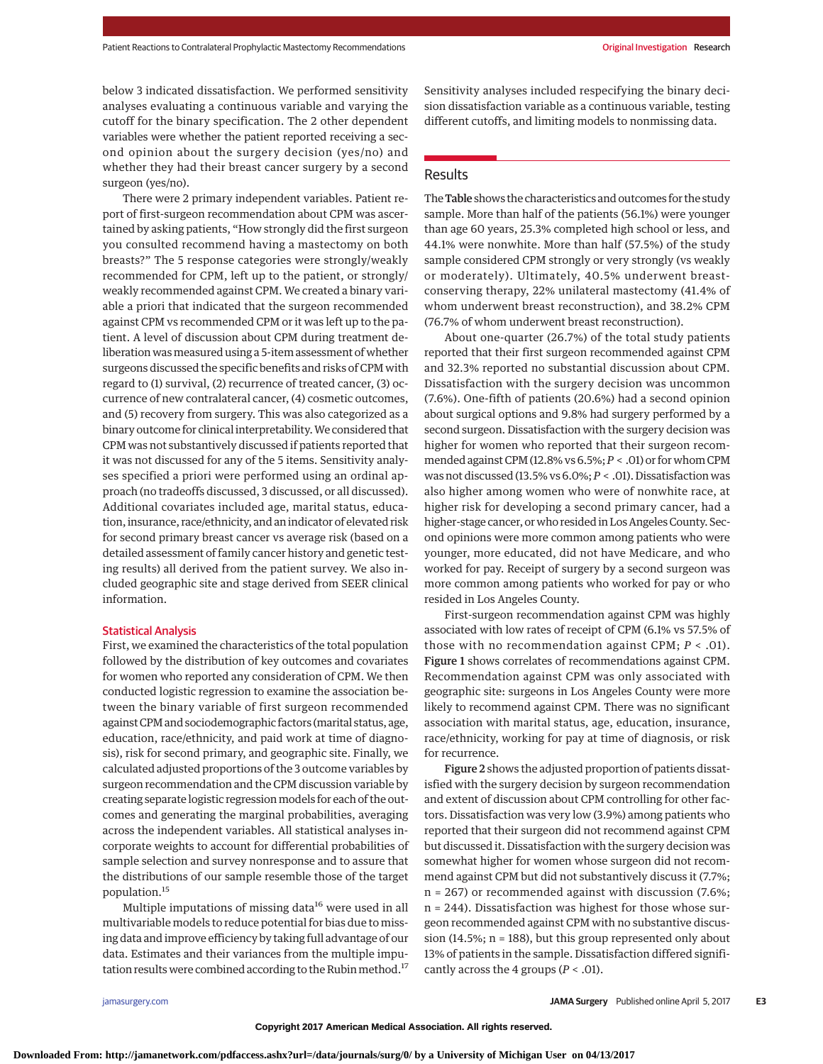below 3 indicated dissatisfaction. We performed sensitivity analyses evaluating a continuous variable and varying the cutoff for the binary specification. The 2 other dependent variables were whether the patient reported receiving a second opinion about the surgery decision (yes/no) and whether they had their breast cancer surgery by a second surgeon (yes/no).

There were 2 primary independent variables. Patient report of first-surgeon recommendation about CPM was ascertained by asking patients, "How strongly did the first surgeon you consulted recommend having a mastectomy on both breasts?" The 5 response categories were strongly/weakly recommended for CPM, left up to the patient, or strongly/weakly recommended against CPM. We created a binary variable a priori that indicated that the surgeon recommended against CPM vs recommended CPM or it was left up to the patient. A level of discussion about CPM during treatment deliberation was measured using a 5-item assessment of whether surgeons discussed the specific benefits and risks of CPM with regard to (1) survival, (2) recurrence of treated cancer, (3) occurrence of new contralateral cancer, (4) cosmetic outcomes, and (5) recovery from surgery. This was also categorized as a binary outcome for clinical interpretability. We considered that CPM was not substantively discussed if patients reported that it was not discussed for any of the 5 items. Sensitivity analyses specified a priori were performed using an ordinal approach (no tradeoffs discussed, 3 discussed, or all discussed). Additional covariates included age, marital status, education, insurance, race/ethnicity, and an indicator of elevated risk for second primary breast cancer vs average risk (based on a detailed assessment of family cancer history and genetic testing results) all derived from the patient survey. We also included geographic site and stage derived from SEER clinical information.

### Statistical Analysis

First, we examined the characteristics of the total population followed by the distribution of key outcomes and covariates for women who reported any consideration of CPM. We then conducted logistic regression to examine the association between the binary variable of first surgeon recommended against CPM and sociodemographic factors (marital status, age, education, race/ethnicity, and paid work at time of diagnosis), risk for second primary, and geographic site. Finally, we calculated adjusted proportions of the 3 outcome variables by surgeon recommendation and the CPM discussion variable by creating separate logistic regression models for each of the outcomes and generating the marginal probabilities, averaging across the independent variables. All statistical analyses incorporate weights to account for differential probabilities of sample selection and survey nonresponse and to assure that the distributions of our sample resemble those of the target population.[15]

Multiple imputations of missing data[16] were used in all multivariable models to reduce potential for bias due to missing data and improve efficiency by taking full advantage of our data. Estimates and their variances from the multiple imputation results were combined according to the Rubin method.[17] Sensitivity analyses included respecifying the binary decision dissatisfaction variable as a continuous variable, testing different cutoffs, and limiting models to nonmissing data.

## Results

The **Table** shows the characteristics and outcomes for the study sample. More than half of the patients (56.1%) were younger than age 60 years, 25.3% completed high school or less, and 44.1% were nonwhite. More than half (57.5%) of the study sample considered CPM strongly or very strongly (vs weakly or moderately). Ultimately, 40.5% underwent breast-conserving therapy, 22% unilateral mastectomy (41.4% of whom underwent breast reconstruction), and 38.2% CPM (76.7% of whom underwent breast reconstruction).

About one-quarter (26.7%) of the total study patients reported that their first surgeon recommended against CPM and 32.3% reported no substantial discussion about CPM. Dissatisfaction with the surgery decision was uncommon (7.6%). One-fifth of patients (20.6%) had a second opinion about surgical options and 9.8% had surgery performed by a second surgeon. Dissatisfaction with the surgery decision was higher for women who reported that their surgeon recommended against CPM (12.8% vs 6.5%; $P < .01$) or for whom CPM was not discussed (13.5% vs 6.0%; $P < .01$). Dissatisfaction was also higher among women who were of nonwhite race, at higher risk for developing a second primary cancer, had a higher-stage cancer, or who resided in Los Angeles County. Second opinions were more common among patients who were younger, more educated, did not have Medicare, and who worked for pay. Receipt of surgery by a second surgeon was more common among patients who worked for pay or who resided in Los Angeles County.

First-surgeon recommendation against CPM was highly associated with low rates of receipt of CPM (6.1% vs 57.5% of those with no recommendation against CPM; $P < .01$). **Figure 1** shows correlates of recommendations against CPM. Recommendation against CPM was only associated with geographic site: surgeons in Los Angeles County were more likely to recommend against CPM. There was no significant association with marital status, age, education, insurance, race/ethnicity, working for pay at time of diagnosis, or risk for recurrence.

**Figure 2** shows the adjusted proportion of patients dissatisfied with the surgery decision by surgeon recommendation and extent of discussion about CPM controlling for other factors. Dissatisfaction was very low (3.9%) among patients who reported that their surgeon did not recommend against CPM but discussed it. Dissatisfaction with the surgery decision was somewhat higher for women whose surgeon did not recommend against CPM but did not substantively discuss it (7.7%; n = 267) or recommended against with discussion (7.6%; n = 244). Dissatisfaction was highest for those whose surgeon recommended against CPM with no substantive discussion (14.5%; n = 188), but this group represented only about 13% of patients in the sample. Dissatisfaction differed significantly across the 4 groups ($P < .01$).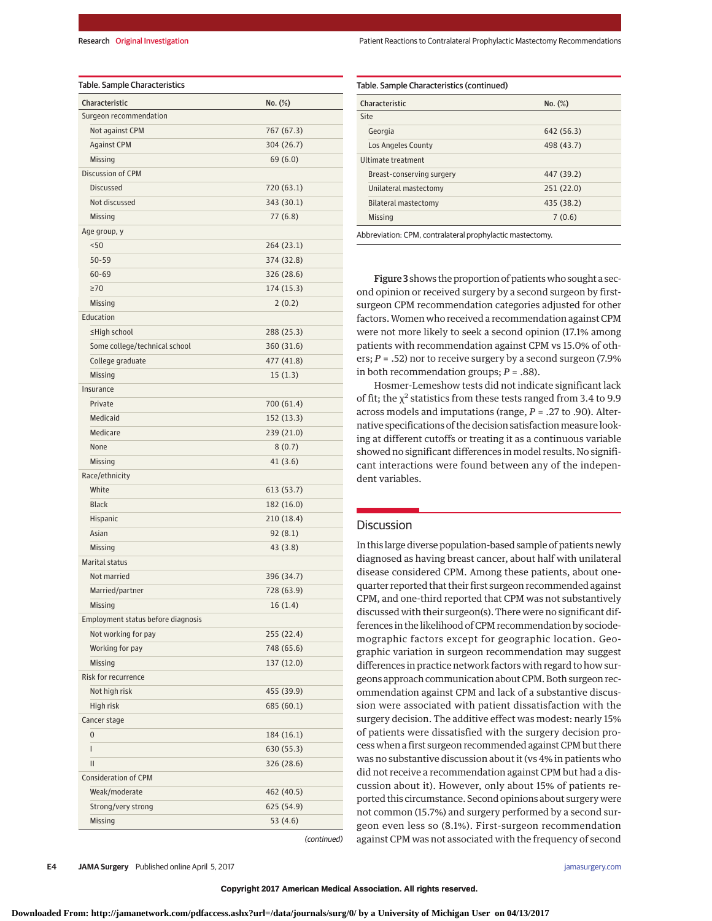Table. Sample Characteristics

| Characteristic | No. (%) |
|---|---|
| Surgeon recommendation | |
| Not against CPM | 767 (67.3) |
| Against CPM | 304 (26.7) |
| Missing | 69 (6.0) |
| Discussion of CPM | |
| Discussed | 720 (63.1) |
| Not discussed | 343 (30.1) |
| Missing | 77 (6.8) |
| Age group, y | |
| <50 | 264 (23.1) |
| 50-59 | 374 (32.8) |
| 60-69 | 326 (28.6) |
| ≥70 | 174 (15.3) |
| Missing | 2 (0.2) |
| Education | |
| ≤High school | 288 (25.3) |
| Some college/technical school | 360 (31.6) |
| College graduate | 477 (41.8) |
| Missing | 15 (1.3) |
| Insurance | |
| Private | 700 (61.4) |
| Medicaid | 152 (13.3) |
| Medicare | 239 (21.0) |
| None | 8 (0.7) |
| Missing | 41 (3.6) |
| Race/ethnicity | |
| White | 613 (53.7) |
| Black | 182 (16.0) |
| Hispanic | 210 (18.4) |
| Asian | 92 (8.1) |
| Missing | 43 (3.8) |
| Marital status | |
| Not married | 396 (34.7) |
| Married/partner | 728 (63.9) |
| Missing | 16 (1.4) |
| Employment status before diagnosis | |
| Not working for pay | 255 (22.4) |
| Working for pay | 748 (65.6) |
| Missing | 137 (12.0) |
| Risk for recurrence | |
| Not high risk | 455 (39.9) |
| High risk | 685 (60.1) |
| Cancer stage | |
| 0 | 184 (16.1) |
| I | 630 (55.3) |
| II | 326 (28.6) |
| Consideration of CPM | |
| Weak/moderate | 462 (40.5) |
| Strong/very strong | 625 (54.9) |
| Missing | 53 (4.6) |
| Site | |
| Georgia | 642 (56.3) |
| Los Angeles County | 498 (43.7) |
| Ultimate treatment | |
| Breast-conserving surgery | 447 (39.2) |
| Unilateral mastectomy | 251 (22.0) |
| Bilateral mastectomy | 435 (38.2) |
| Missing | 7 (0.6) |

Abbreviation: CPM, contralateral prophylactic mastectomy.

**Figure 3** shows the proportion of patients who sought a second opinion or received surgery by a second surgeon by first-surgeon CPM recommendation categories adjusted for other factors. Women who received a recommendation against CPM were not more likely to seek a second opinion (17.1% among patients with recommendation against CPM vs 15.0% of others; $P = .52$) nor to receive surgery by a second surgeon (7.9% in both recommendation groups; $P = .88$).

Hosmer-Lemeshow tests did not indicate significant lack of fit; the $\chi^2$ statistics from these tests ranged from 3.4 to 9.9 across models and imputations (range, $P = .27$ to .90). Alternative specifications of the decision satisfaction measure looking at different cutoffs or treating it as a continuous variable showed no significant differences in model results. No significant interactions were found between any of the independent variables.

## Discussion

In this large diverse population-based sample of patients newly diagnosed as having breast cancer, about half with unilateral disease considered CPM. Among these patients, about one-quarter reported that their first surgeon recommended against CPM, and one-third reported that CPM was not substantively discussed with their surgeon(s). There were no significant differences in the likelihood of CPM recommendation by sociodemographic factors except for geographic location. Geographic variation in surgeon recommendation may suggest differences in practice network factors with regard to how surgeons approach communication about CPM. Both surgeon recommendation against CPM and lack of a substantive discussion were associated with patient dissatisfaction with the surgery decision. The additive effect was modest: nearly 15% of patients were dissatisfied with the surgery decision process when a first surgeon recommended against CPM but there was no substantive discussion about it (vs 4% in patients who did not receive a recommendation against CPM but had a discussion about it). However, only about 15% of patients reported this circumstance. Second opinions about surgery were not common (15.7%) and surgery performed by a second surgeon even less so (8.1%). First-surgeon recommendation against CPM was not associated with the frequency of second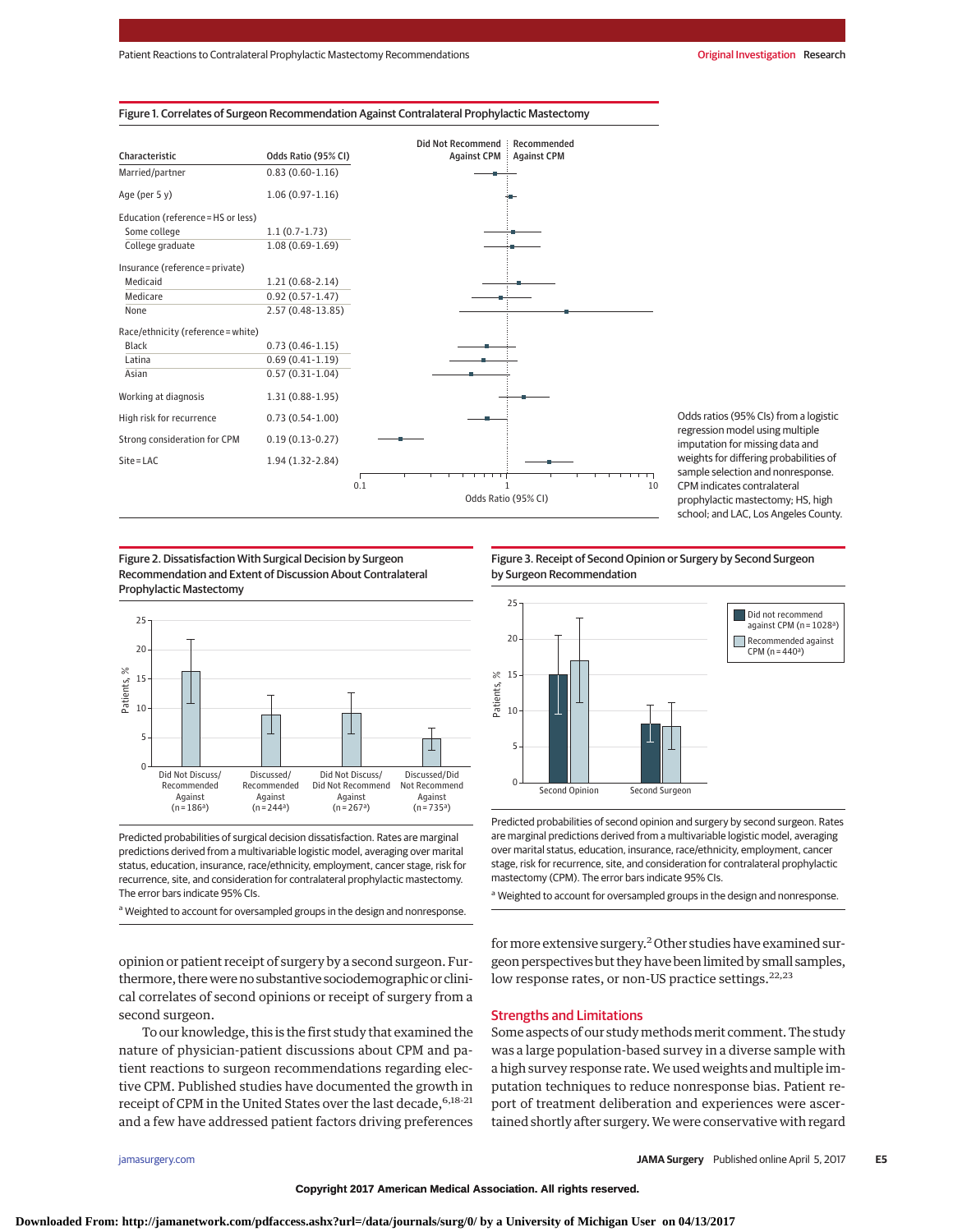**Figure 1. Correlates of Surgeon Recommendation Against Contralateral Prophylactic Mastectomy**

| Characteristic | Odds Ratio (95% CI) |
|---|---|
| Married/partner | 0.83 (0.60-1.16) |
| Age (per 5 y) | 1.06 (0.97-1.16) |
| Education (reference = HS or less) | |
| Some college | 1.1 (0.7-1.73) |
| College graduate | 1.08 (0.69-1.69) |
| Insurance (reference = private) | |
| Medicaid | 1.21 (0.68-2.14) |
| Medicare | 0.92 (0.57-1.47) |
| None | 2.57 (0.48-13.85) |
| Race/ethnicity (reference = white) | |
| Black | 0.73 (0.46-1.15) |
| Latina | 0.69 (0.41-1.19) |
| Asian | 0.57 (0.31-1.04) |
| Working at diagnosis | 1.31 (0.88-1.95) |
| High risk for recurrence | 0.73 (0.54-1.00) |
| Strong consideration for CPM | 0.19 (0.13-0.27) |
| Site = LAC | 1.94 (1.32-2.84) |

Odds ratios (95% CIs) from a logistic regression model using multiple imputation for missing data and weights for differing probabilities of sample selection and nonresponse. CPM indicates contralateral prophylactic mastectomy; HS, high school; and LAC, Los Angeles County.

**Figure 2. Dissatisfaction With Surgical Decision by Surgeon Recommendation and Extent of Discussion About Contralateral Prophylactic Mastectomy**

Predicted probabilities of surgical decision dissatisfaction. Rates are marginal predictions derived from a multivariable logistic model, averaging over marital status, education, insurance, race/ethnicity, employment, cancer stage, risk for recurrence, site, and consideration for contralateral prophylactic mastectomy. The error bars indicate 95% CIs.

[a] Weighted to account for oversampled groups in the design and nonresponse.

**Figure 3. Receipt of Second Opinion or Surgery by Second Surgeon by Surgeon Recommendation**

Predicted probabilities of second opinion and surgery by second surgeon. Rates are marginal predictions derived from a multivariable logistic model, averaging over marital status, education, insurance, race/ethnicity, employment, cancer stage, risk for recurrence, site, and consideration for contralateral prophylactic mastectomy (CPM). The error bars indicate 95% CIs.

[a] Weighted to account for oversampled groups in the design and nonresponse.

opinion or patient receipt of surgery by a second surgeon. Furthermore, there were no substantive sociodemographic or clinical correlates of second opinions or receipt of surgery from a second surgeon.

To our knowledge, this is the first study that examined the nature of physician-patient discussions about CPM and patient reactions to surgeon recommendations regarding elective CPM. Published studies have documented the growth in receipt of CPM in the United States over the last decade,[6,18-21] and a few have addressed patient factors driving preferences for more extensive surgery.[2] Other studies have examined surgeon perspectives but they have been limited by small samples, low response rates, or non-US practice settings.[22,23]

## Strengths and Limitations

Some aspects of our study methods merit comment. The study was a large population-based survey in a diverse sample with a high survey response rate. We used weights and multiple imputation techniques to reduce nonresponse bias. Patient report of treatment deliberation and experiences were ascertained shortly after surgery. We were conservative with regard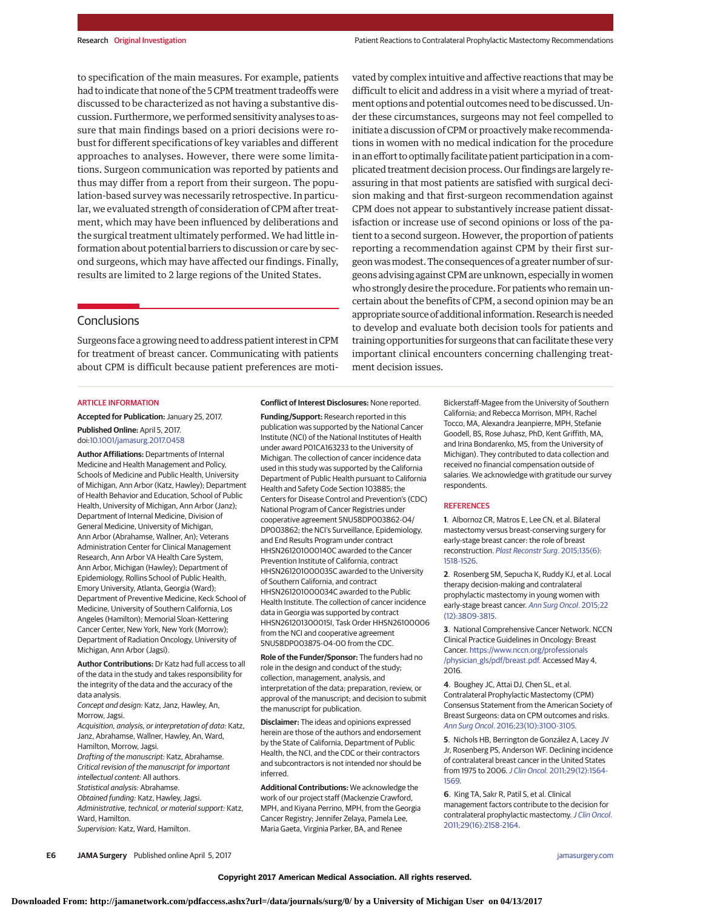to specification of the main measures. For example, patients had to indicate that none of the 5 CPM treatment tradeoffs were discussed to be characterized as not having a substantive discussion. Furthermore, we performed sensitivity analyses to assure that main findings based on a priori decisions were robust for different specifications of key variables and different approaches to analyses. However, there were some limitations. Surgeon communication was reported by patients and thus may differ from a report from their surgeon. The population-based survey was necessarily retrospective. In particular, we evaluated strength of consideration of CPM after treatment, which may have been influenced by deliberations and the surgical treatment ultimately performed. We had little information about potential barriers to discussion or care by second surgeons, which may have affected our findings. Finally, results are limited to 2 large regions of the United States.

## Conclusions

Surgeons face a growing need to address patient interest in CPM for treatment of breast cancer. Communicating with patients about CPM is difficult because patient preferences are motivated by complex intuitive and affective reactions that may be difficult to elicit and address in a visit where a myriad of treatment options and potential outcomes need to be discussed. Under these circumstances, surgeons may not feel compelled to initiate a discussion of CPM or proactively make recommendations in women with no medical indication for the procedure in an effort to optimally facilitate patient participation in a complicated treatment decision process. Our findings are largely reassuring in that most patients are satisfied with surgical decision making and that first-surgeon recommendation against CPM does not appear to substantively increase patient dissatisfaction or increase use of second opinions or loss of the patient to a second surgeon. However, the proportion of patients reporting a recommendation against CPM by their first surgeon was modest. The consequences of a greater number of surgeons advising against CPM are unknown, especially in women who strongly desire the procedure. For patients who remain uncertain about the benefits of CPM, a second opinion may be an appropriate source of additional information. Research is needed to develop and evaluate both decision tools for patients and training opportunities for surgeons that can facilitate these very important clinical encounters concerning challenging treatment decision issues.

### ARTICLE INFORMATION

**Accepted for Publication:** January 25, 2017.

**Published Online:** April 5, 2017. doi:10.1001/jamasurg.2017.0458

**Author Affiliations:** Departments of Internal Medicine and Health Management and Policy, Schools of Medicine and Public Health, University of Michigan, Ann Arbor (Katz, Hawley); Department of Health Behavior and Education, School of Public Health, University of Michigan, Ann Arbor (Janz); Department of Internal Medicine, Division of General Medicine, University of Michigan, Ann Arbor (Abrahamse, Wallner, An); Veterans Administration Center for Clinical Management Research, Ann Arbor VA Health Care System, Ann Arbor, Michigan (Hawley); Department of Epidemiology, Rollins School of Public Health, Emory University, Atlanta, Georgia (Ward); Department of Preventive Medicine, Keck School of Medicine, University of Southern California, Los Angeles (Hamilton); Memorial Sloan-Kettering Cancer Center, New York, New York (Morrow); Department of Radiation Oncology, University of Michigan, Ann Arbor (Jagsi).

**Author Contributions:** Dr Katz had full access to all of the data in the study and takes responsibility for the integrity of the data and the accuracy of the data analysis.
*Concept and design:* Katz, Janz, Hawley, An, Morrow, Jagsi.
*Acquisition, analysis, or interpretation of data:* Katz, Janz, Abrahamse, Wallner, Hawley, An, Ward, Hamilton, Morrow, Jagsi.
*Drafting of the manuscript:* Katz, Abrahamse.
*Critical revision of the manuscript for important intellectual content:* All authors.
*Statistical analysis:* Abrahamse.
*Obtained funding:* Katz, Hawley, Jagsi.
*Administrative, technical, or material support:* Katz, Ward, Hamilton.
*Supervision:* Katz, Ward, Hamilton.

**Conflict of Interest Disclosures:** None reported.

**Funding/Support:** Research reported in this publication was supported by the National Cancer Institute (NCI) of the National Institutes of Health under award P01CA163233 to the University of Michigan. The collection of cancer incidence data used in this study was supported by the California Department of Public Health pursuant to California Health and Safety Code Section 103885; the Centers for Disease Control and Prevention's (CDC) National Program of Cancer Registries under cooperative agreement 5NU58DP003862-04/DP003862; the NCI's Surveillance, Epidemiology, and End Results Program under contract HHSN261201000140C awarded to the Cancer Prevention Institute of California, contract HHSN261201000035C awarded to the University of Southern California, and contract HHSN261201000034C awarded to the Public Health Institute. The collection of cancer incidence data in Georgia was supported by contract HHSN261201300015I, Task Order HHSN26100006 from the NCI and cooperative agreement 5NU58DP003875-04-00 from the CDC.

**Role of the Funder/Sponsor:** The funders had no role in the design and conduct of the study; collection, management, analysis, and interpretation of the data; preparation, review, or approval of the manuscript; and decision to submit the manuscript for publication.

**Disclaimer:** The ideas and opinions expressed herein are those of the authors and endorsement by the State of California, Department of Public Health, the NCI, and the CDC or their contractors and subcontractors is not intended nor should be inferred.

**Additional Contributions:** We acknowledge the work of our project staff (Mackenzie Crawford, MPH, and Kiyana Perrino, MPH, from the Georgia Cancer Registry; Jennifer Zelaya, Pamela Lee, Maria Gaeta, Virginia Parker, BA, and Renee Bickerstaff-Magee from the University of Southern California; and Rebecca Morrison, MPH, Rachel Tocco, MA, Alexandra Jeanpierre, MPH, Stefanie Goodell, BS, Rose Juhasz, PhD, Kent Griffith, MA, and Irina Bondarenko, MS, from the University of Michigan). They contributed to data collection and received no financial compensation outside of salaries. We acknowledge with gratitude our survey respondents.

### REFERENCES

1. Albornoz CR, Matros E, Lee CN, et al. Bilateral mastectomy versus breast-conserving surgery for early-stage breast cancer: the role of breast reconstruction. *Plast Reconstr Surg*. 2015;135(6):1518-1526.

2. Rosenberg SM, Sepucha K, Ruddy KJ, et al. Local therapy decision-making and contralateral prophylactic mastectomy in young women with early-stage breast cancer. *Ann Surg Oncol*. 2015;22(12):3809-3815.

3. National Comprehensive Cancer Network. NCCN Clinical Practice Guidelines in Oncology: Breast Cancer. https://www.nccn.org/professionals/physician_gls/pdf/breast.pdf. Accessed May 4, 2016.

4. Boughey JC, Attai DJ, Chen SL, et al. Contralateral Prophylactic Mastectomy (CPM) Consensus Statement from the American Society of Breast Surgeons: data on CPM outcomes and risks. *Ann Surg Oncol*. 2016;23(10):3100-3105.

5. Nichols HB, Berrington de González A, Lacey JV Jr, Rosenberg PS, Anderson WF. Declining incidence of contralateral breast cancer in the United States from 1975 to 2006. *J Clin Oncol*. 2011;29(12):1564-1569.

6. King TA, Sakr R, Patil S, et al. Clinical management factors contribute to the decision for contralateral prophylactic mastectomy. *J Clin Oncol*. 2011;29(16):2158-2164.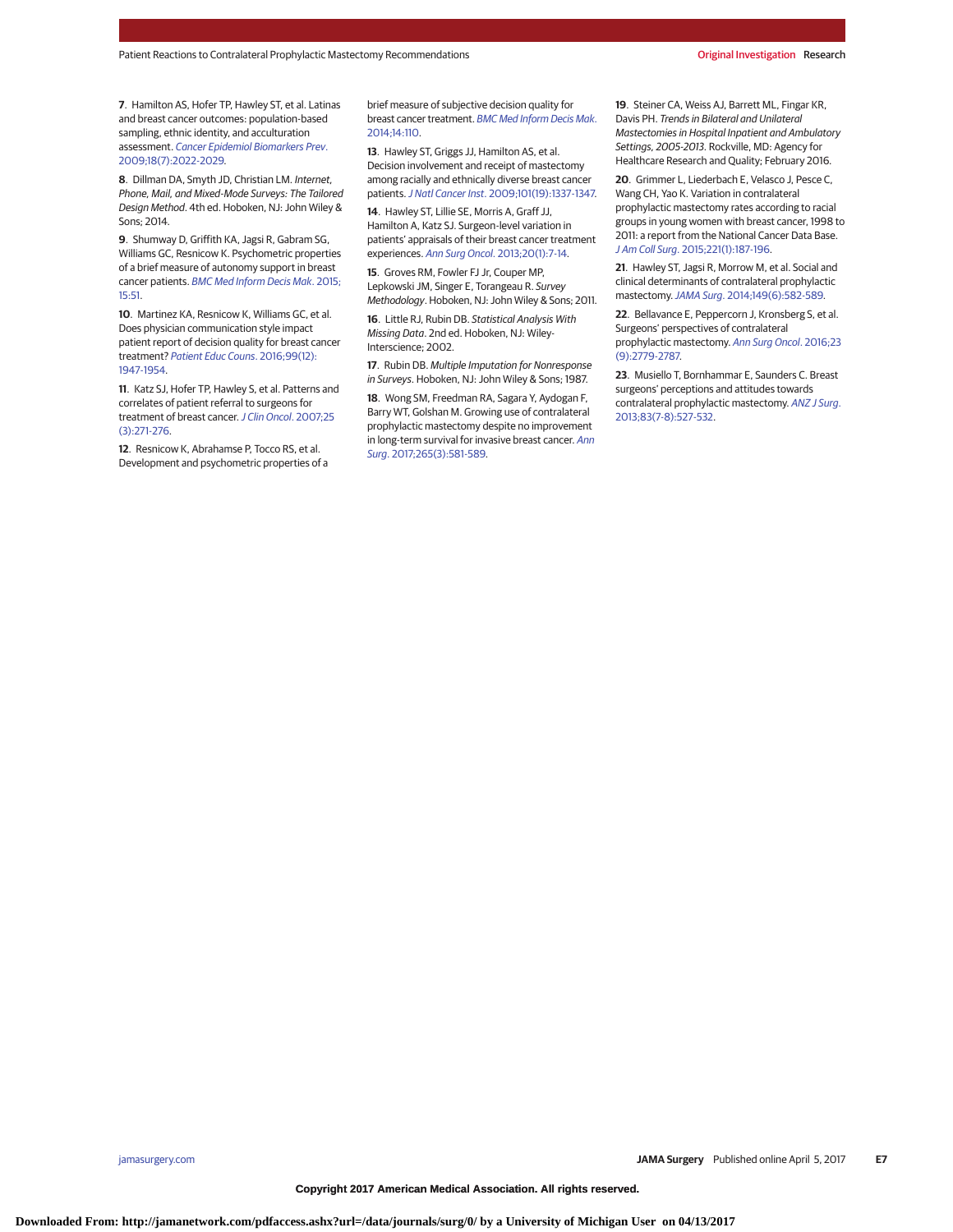7. Hamilton AS, Hofer TP, Hawley ST, et al. Latinas and breast cancer outcomes: population-based sampling, ethnic identity, and acculturation assessment. *Cancer Epidemiol Biomarkers Prev*. 2009;18(7):2022-2029.

8. Dillman DA, Smyth JD, Christian LM. *Internet, Phone, Mail, and Mixed-Mode Surveys: The Tailored Design Method*. 4th ed. Hoboken, NJ: John Wiley & Sons; 2014.

9. Shumway D, Griffith KA, Jagsi R, Gabram SG, Williams GC, Resnicow K. Psychometric properties of a brief measure of autonomy support in breast cancer patients. *BMC Med Inform Decis Mak*. 2015;15:51.

10. Martinez KA, Resnicow K, Williams GC, et al. Does physician communication style impact patient report of decision quality for breast cancer treatment? *Patient Educ Couns*. 2016;99(12):1947-1954.

11. Katz SJ, Hofer TP, Hawley S, et al. Patterns and correlates of patient referral to surgeons for treatment of breast cancer. *J Clin Oncol*. 2007;25(3):271-276.

12. Resnicow K, Abrahamse P, Tocco RS, et al. Development and psychometric properties of a brief measure of subjective decision quality for breast cancer treatment. *BMC Med Inform Decis Mak*. 2014;14:110.

13. Hawley ST, Griggs JJ, Hamilton AS, et al. Decision involvement and receipt of mastectomy among racially and ethnically diverse breast cancer patients. *J Natl Cancer Inst*. 2009;101(19):1337-1347.

14. Hawley ST, Lillie SE, Morris A, Graff JJ, Hamilton A, Katz SJ. Surgeon-level variation in patients' appraisals of their breast cancer treatment experiences. *Ann Surg Oncol*. 2013;20(1):7-14.

15. Groves RM, Fowler FJ Jr, Couper MP, Lepkowski JM, Singer E, Torangeau R. *Survey Methodology*. Hoboken, NJ: John Wiley & Sons; 2011.

16. Little RJ, Rubin DB. *Statistical Analysis With Missing Data*. 2nd ed. Hoboken, NJ: Wiley-Interscience; 2002.

17. Rubin DB. *Multiple Imputation for Nonresponse in Surveys*. Hoboken, NJ: John Wiley & Sons; 1987.

18. Wong SM, Freedman RA, Sagara Y, Aydogan F, Barry WT, Golshan M. Growing use of contralateral prophylactic mastectomy despite no improvement in long-term survival for invasive breast cancer. *Ann Surg*. 2017;265(3):581-589.

19. Steiner CA, Weiss AJ, Barrett ML, Fingar KR, Davis PH. *Trends in Bilateral and Unilateral Mastectomies in Hospital Inpatient and Ambulatory Settings, 2005-2013*. Rockville, MD: Agency for Healthcare Research and Quality; February 2016.

20. Grimmer L, Liederbach E, Velasco J, Pesce C, Wang CH, Yao K. Variation in contralateral prophylactic mastectomy rates according to racial groups in young women with breast cancer, 1998 to 2011: a report from the National Cancer Data Base. *J Am Coll Surg*. 2015;221(1):187-196.

21. Hawley ST, Jagsi R, Morrow M, et al. Social and clinical determinants of contralateral prophylactic mastectomy. *JAMA Surg*. 2014;149(6):582-589.

22. Bellavance E, Peppercorn J, Kronsberg S, et al. Surgeons' perspectives of contralateral prophylactic mastectomy. *Ann Surg Oncol*. 2016;23(9):2779-2787.

23. Musiello T, Bornhammar E, Saunders C. Breast surgeons' perceptions and attitudes towards contralateral prophylactic mastectomy. *ANZ J Surg*. 2013;83(7-8):527-532.